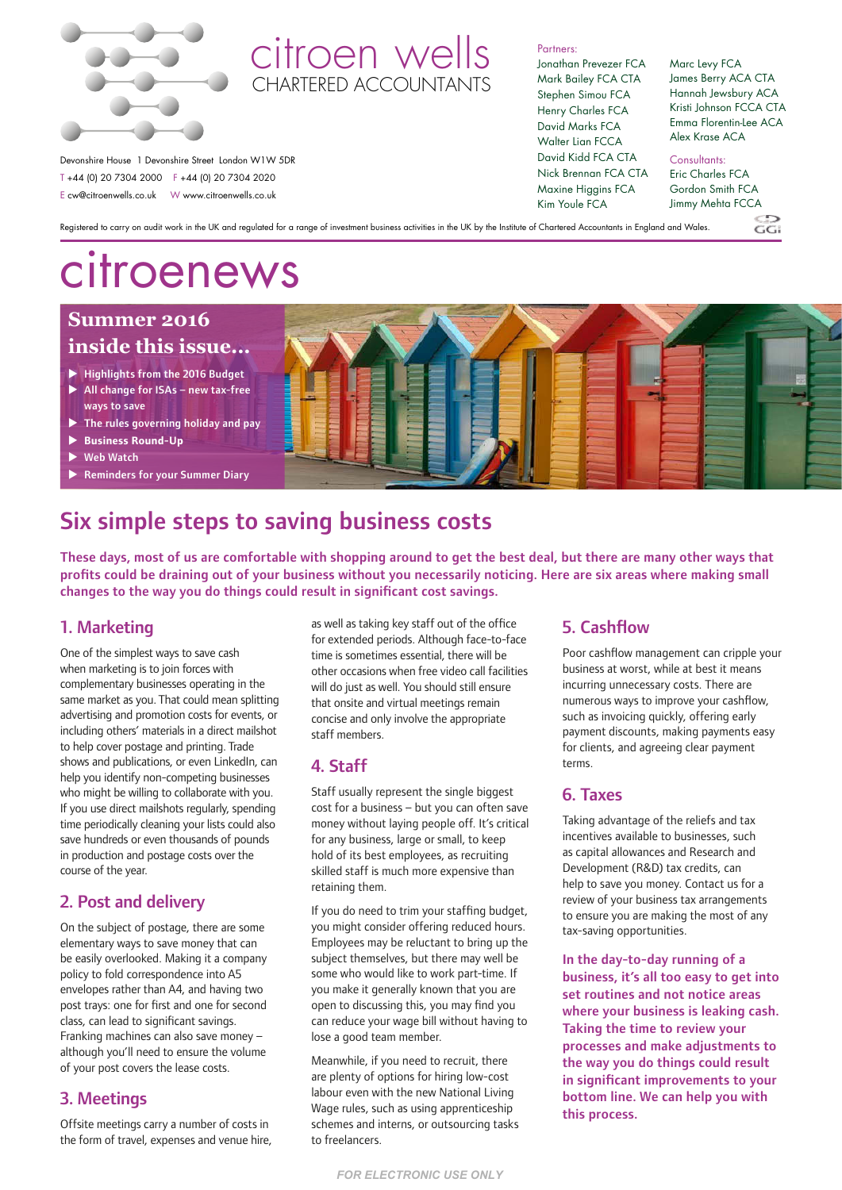citroen wells
CHARTERED ACCOUNTANTS

Devonshire House 1 Devonshire Street London W1W 5DR
T +44 (0) 20 7304 2000 F +44 (0) 20 7304 2020
E cw@citroenwells.co.uk W www.citroenwells.co.uk

Partners:
Jonathan Prevezer FCA
Mark Bailey FCA CTA
Stephen Simou FCA
Henry Charles FCA
David Marks FCA
Walter Lian FCCA
David Kidd FCA CTA
Nick Brennan FCA CTA
Maxine Higgins FCA
Kim Youle FCA
Marc Levy FCA
James Berry ACA CTA
Hannah Jewsbury ACA
Kristi Johnson FCCA CTA
Emma Florentin-Lee ACA
Alex Krase ACA

Consultants:
Eric Charles FCA
Gordon Smith FCA
Jimmy Mehta FCCA

Registered to carry on audit work in the UK and regulated for a range of investment business activities in the UK by the Institute of Chartered Accountants in England and Wales.

# citroenews

## Summer 2016 inside this issue...

- Highlights from the 2016 Budget
- All change for ISAs – new tax-free ways to save
- The rules governing holiday and pay
- Business Round-Up
- Web Watch
- Reminders for your Summer Diary

# Six simple steps to saving business costs

**These days, most of us are comfortable with shopping around to get the best deal, but there are many other ways that profits could be draining out of your business without you necessarily noticing. Here are six areas where making small changes to the way you do things could result in significant cost savings.**

## 1. Marketing

One of the simplest ways to save cash when marketing is to join forces with complementary businesses operating in the same market as you. That could mean splitting advertising and promotion costs for events, or including others' materials in a direct mailshot to help cover postage and printing. Trade shows and publications, or even LinkedIn, can help you identify non-competing businesses who might be willing to collaborate with you. If you use direct mailshots regularly, spending time periodically cleaning your lists could also save hundreds or even thousands of pounds in production and postage costs over the course of the year.

## 2. Post and delivery

On the subject of postage, there are some elementary ways to save money that can be easily overlooked. Making it a company policy to fold correspondence into A5 envelopes rather than A4, and having two post trays: one for first and one for second class, can lead to significant savings. Franking machines can also save money – although you'll need to ensure the volume of your post covers the lease costs.

## 3. Meetings

Offsite meetings carry a number of costs in the form of travel, expenses and venue hire, as well as taking key staff out of the office for extended periods. Although face-to-face time is sometimes essential, there will be other occasions when free video call facilities will do just as well. You should still ensure that onsite and virtual meetings remain concise and only involve the appropriate staff members.

## 4. Staff

Staff usually represent the single biggest cost for a business – but you can often save money without laying people off. It's critical for any business, large or small, to keep hold of its best employees, as recruiting skilled staff is much more expensive than retaining them.

If you do need to trim your staffing budget, you might consider offering reduced hours. Employees may be reluctant to bring up the subject themselves, but there may well be some who would like to work part-time. If you make it generally known that you are open to discussing this, you may find you can reduce your wage bill without having to lose a good team member.

Meanwhile, if you need to recruit, there are plenty of options for hiring low-cost labour even with the new National Living Wage rules, such as using apprenticeship schemes and interns, or outsourcing tasks to freelancers.

## 5. Cashflow

Poor cashflow management can cripple your business at worst, while at best it means incurring unnecessary costs. There are numerous ways to improve your cashflow, such as invoicing quickly, offering early payment discounts, making payments easy for clients, and agreeing clear payment terms.

## 6. Taxes

Taking advantage of the reliefs and tax incentives available to businesses, such as capital allowances and Research and Development (R&D) tax credits, can help to save you money. Contact us for a review of your business tax arrangements to ensure you are making the most of any tax-saving opportunities.

**In the day-to-day running of a business, it's all too easy to get into set routines and not notice areas where your business is leaking cash. Taking the time to review your processes and make adjustments to the way you do things could result in significant improvements to your bottom line. We can help you with this process.**

FOR ELECTRONIC USE ONLY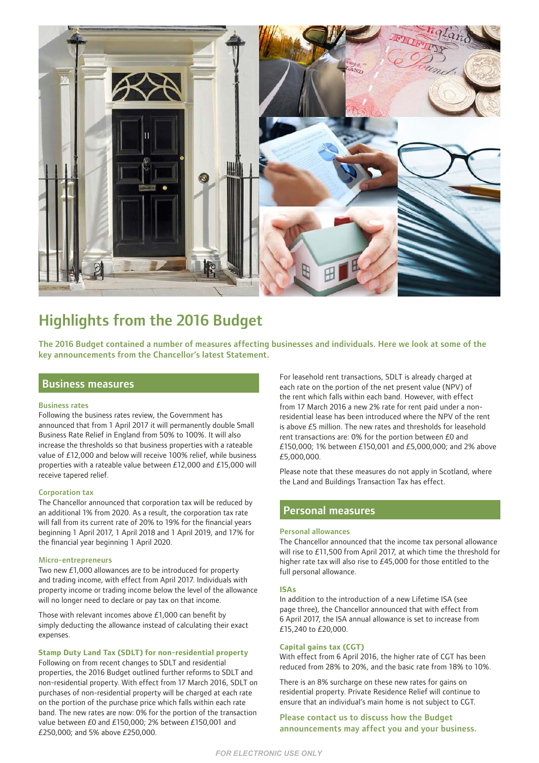# Highlights from the 2016 Budget

**The 2016 Budget contained a number of measures affecting businesses and individuals. Here we look at some of the key announcements from the Chancellor's latest Statement.**

## Business measures

### Business rates

Following the business rates review, the Government has announced that from 1 April 2017 it will permanently double Small Business Rate Relief in England from 50% to 100%. It will also increase the thresholds so that business properties with a rateable value of £12,000 and below will receive 100% relief, while business properties with a rateable value between £12,000 and £15,000 will receive tapered relief.

### Corporation tax

The Chancellor announced that corporation tax will be reduced by an additional 1% from 2020. As a result, the corporation tax rate will fall from its current rate of 20% to 19% for the financial years beginning 1 April 2017, 1 April 2018 and 1 April 2019, and 17% for the financial year beginning 1 April 2020.

### Micro-entrepreneurs

Two new £1,000 allowances are to be introduced for property and trading income, with effect from April 2017. Individuals with property income or trading income below the level of the allowance will no longer need to declare or pay tax on that income.

Those with relevant incomes above £1,000 can benefit by simply deducting the allowance instead of calculating their exact expenses.

### Stamp Duty Land Tax (SDLT) for non-residential property

Following on from recent changes to SDLT and residential properties, the 2016 Budget outlined further reforms to SDLT and non-residential property. With effect from 17 March 2016, SDLT on purchases of non-residential property will be charged at each rate on the portion of the purchase price which falls within each rate band. The new rates are now: 0% for the portion of the transaction value between £0 and £150,000; 2% between £150,001 and £250,000; and 5% above £250,000.

For leasehold rent transactions, SDLT is already charged at each rate on the portion of the net present value (NPV) of the rent which falls within each band. However, with effect from 17 March 2016 a new 2% rate for rent paid under a non-residential lease has been introduced where the NPV of the rent is above £5 million. The new rates and thresholds for leasehold rent transactions are: 0% for the portion between £0 and £150,000; 1% between £150,001 and £5,000,000; and 2% above £5,000,000.

Please note that these measures do not apply in Scotland, where the Land and Buildings Transaction Tax has effect.

## Personal measures

### Personal allowances

The Chancellor announced that the income tax personal allowance will rise to £11,500 from April 2017, at which time the threshold for higher rate tax will also rise to £45,000 for those entitled to the full personal allowance.

### ISAs

In addition to the introduction of a new Lifetime ISA (see page three), the Chancellor announced that with effect from 6 April 2017, the ISA annual allowance is set to increase from £15,240 to £20,000.

### Capital gains tax (CGT)

With effect from 6 April 2016, the higher rate of CGT has been reduced from 28% to 20%, and the basic rate from 18% to 10%.

There is an 8% surcharge on these new rates for gains on residential property. Private Residence Relief will continue to ensure that an individual's main home is not subject to CGT.

**Please contact us to discuss how the Budget announcements may affect you and your business.**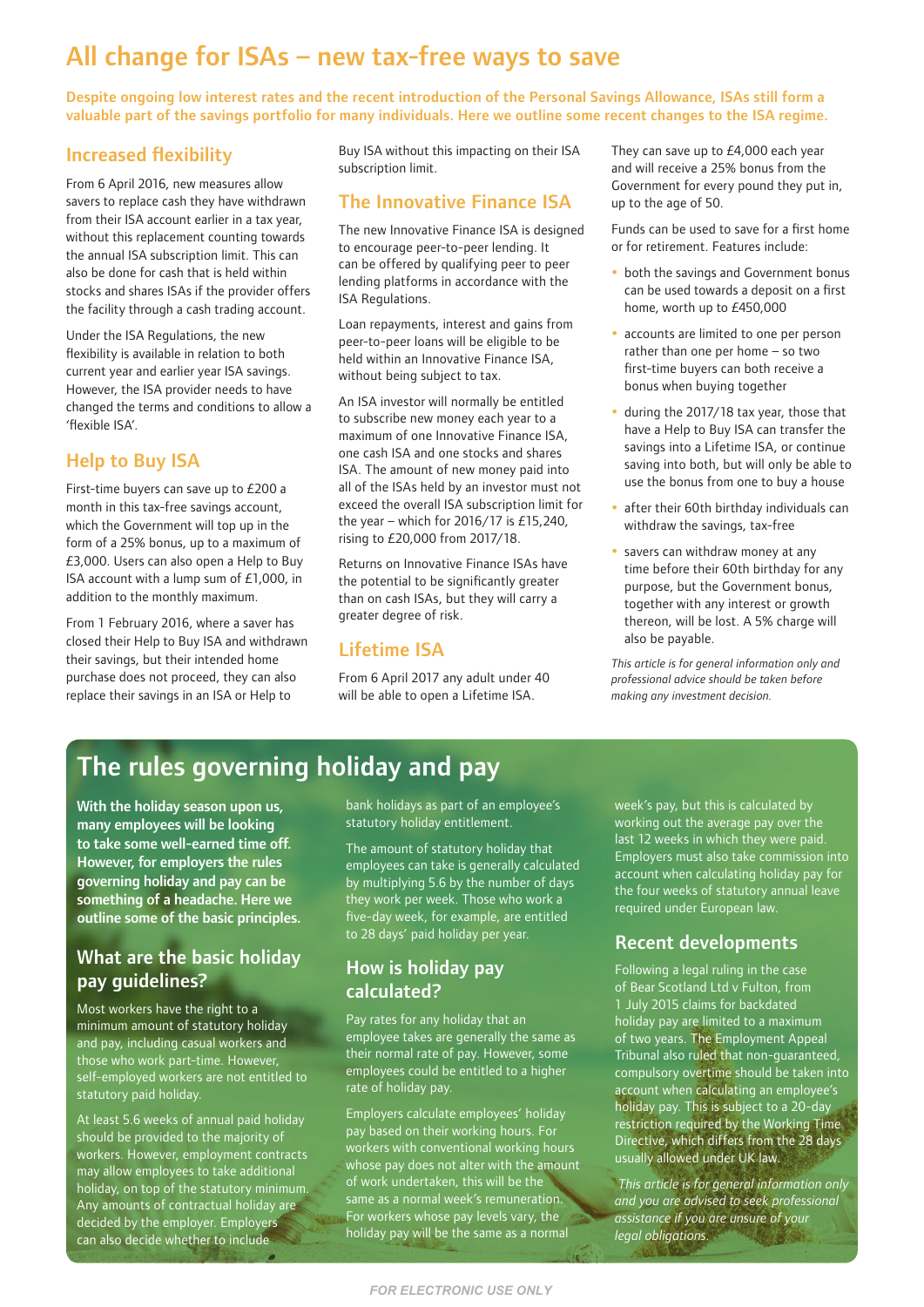# All change for ISAs – new tax-free ways to save

**Despite ongoing low interest rates and the recent introduction of the Personal Savings Allowance, ISAs still form a valuable part of the savings portfolio for many individuals. Here we outline some recent changes to the ISA regime.**

## Increased flexibility

From 6 April 2016, new measures allow savers to replace cash they have withdrawn from their ISA account earlier in a tax year, without this replacement counting towards the annual ISA subscription limit. This can also be done for cash that is held within stocks and shares ISAs if the provider offers the facility through a cash trading account.

Under the ISA Regulations, the new flexibility is available in relation to both current year and earlier year ISA savings. However, the ISA provider needs to have changed the terms and conditions to allow a 'flexible ISA'.

## Help to Buy ISA

First-time buyers can save up to £200 a month in this tax-free savings account, which the Government will top up in the form of a 25% bonus, up to a maximum of £3,000. Users can also open a Help to Buy ISA account with a lump sum of £1,000, in addition to the monthly maximum.

From 1 February 2016, where a saver has closed their Help to Buy ISA and withdrawn their savings, but their intended home purchase does not proceed, they can also replace their savings in an ISA or Help to Buy ISA without this impacting on their ISA subscription limit.

## The Innovative Finance ISA

The new Innovative Finance ISA is designed to encourage peer-to-peer lending. It can be offered by qualifying peer to peer lending platforms in accordance with the ISA Regulations.

Loan repayments, interest and gains from peer-to-peer loans will be eligible to be held within an Innovative Finance ISA, without being subject to tax.

An ISA investor will normally be entitled to subscribe new money each year to a maximum of one Innovative Finance ISA, one cash ISA and one stocks and shares ISA. The amount of new money paid into all of the ISAs held by an investor must not exceed the overall ISA subscription limit for the year – which for 2016/17 is £15,240, rising to £20,000 from 2017/18.

Returns on Innovative Finance ISAs have the potential to be significantly greater than on cash ISAs, but they will carry a greater degree of risk.

## Lifetime ISA

From 6 April 2017 any adult under 40 will be able to open a Lifetime ISA. They can save up to £4,000 each year and will receive a 25% bonus from the Government for every pound they put in, up to the age of 50.

Funds can be used to save for a first home or for retirement. Features include:

- both the savings and Government bonus can be used towards a deposit on a first home, worth up to £450,000
- accounts are limited to one per person rather than one per home – so two first-time buyers can both receive a bonus when buying together
- during the 2017/18 tax year, those that have a Help to Buy ISA can transfer the savings into a Lifetime ISA, or continue saving into both, but will only be able to use the bonus from one to buy a house
- after their 60th birthday individuals can withdraw the savings, tax-free
- savers can withdraw money at any time before their 60th birthday for any purpose, but the Government bonus, together with any interest or growth thereon, will be lost. A 5% charge will also be payable.

*This article is for general information only and professional advice should be taken before making any investment decision.*

# The rules governing holiday and pay

**With the holiday season upon us, many employees will be looking to take some well-earned time off. However, for employers the rules governing holiday and pay can be something of a headache. Here we outline some of the basic principles.**

## What are the basic holiday pay guidelines?

Most workers have the right to a minimum amount of statutory holiday and pay, including casual workers and those who work part-time. However, self-employed workers are not entitled to statutory paid holiday.

At least 5.6 weeks of annual paid holiday should be provided to the majority of workers. However, employment contracts may allow employees to take additional holiday, on top of the statutory minimum. Any amounts of contractual holiday are decided by the employer. Employers can also decide whether to include bank holidays as part of an employee's statutory holiday entitlement.

The amount of statutory holiday that employees can take is generally calculated by multiplying 5.6 by the number of days they work per week. Those who work a five-day week, for example, are entitled to 28 days' paid holiday per year.

## How is holiday pay calculated?

Pay rates for any holiday that an employee takes are generally the same as their normal rate of pay. However, some employees could be entitled to a higher rate of holiday pay.

Employers calculate employees' holiday pay based on their working hours. For workers with conventional working hours whose pay does not alter with the amount of work undertaken, this will be the same as a normal week's remuneration. For workers whose pay levels vary, the holiday pay will be the same as a normal week's pay, but this is calculated by working out the average pay over the last 12 weeks in which they were paid. Employers must also take commission into account when calculating holiday pay for the four weeks of statutory annual leave required under European law.

## Recent developments

Following a legal ruling in the case of Bear Scotland Ltd v Fulton, from 1 July 2015 claims for backdated holiday pay are limited to a maximum of two years. The Employment Appeal Tribunal also ruled that non-guaranteed, compulsory overtime should be taken into account when calculating an employee's holiday pay. This is subject to a 20-day restriction required by the Working Time Directive, which differs from the 28 days usually allowed under UK law.

*This article is for general information only and you are advised to seek professional assistance if you are unsure of your legal obligations.*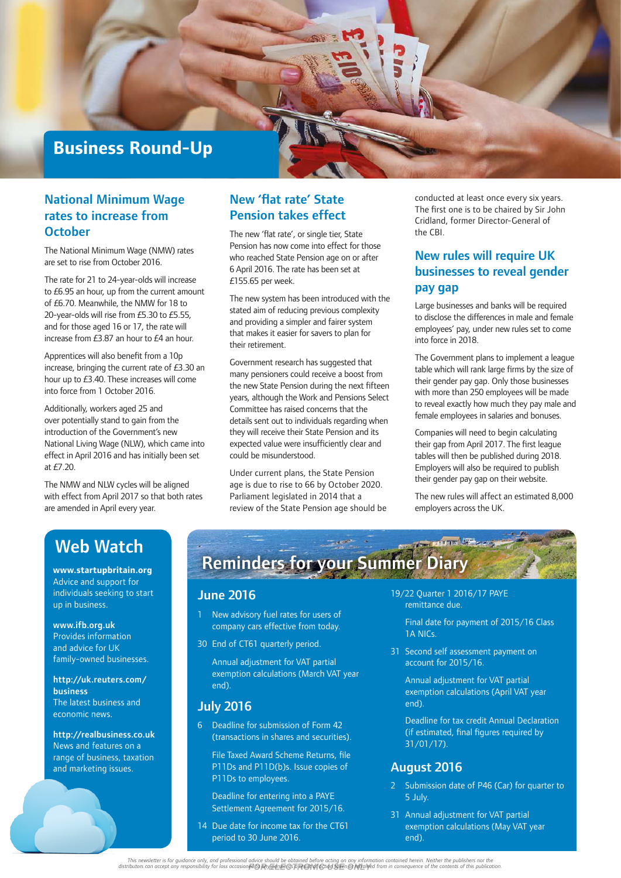# Business Round-Up

## National Minimum Wage rates to increase from October

The National Minimum Wage (NMW) rates are set to rise from October 2016.

The rate for 21 to 24-year-olds will increase to £6.95 an hour, up from the current amount of £6.70. Meanwhile, the NMW for 18 to 20-year-olds will rise from £5.30 to £5.55, and for those aged 16 or 17, the rate will increase from £3.87 an hour to £4 an hour.

Apprentices will also benefit from a 10p increase, bringing the current rate of £3.30 an hour up to £3.40. These increases will come into force from 1 October 2016.

Additionally, workers aged 25 and over potentially stand to gain from the introduction of the Government's new National Living Wage (NLW), which came into effect in April 2016 and has initially been set at £7.20.

The NMW and NLW cycles will be aligned with effect from April 2017 so that both rates are amended in April every year.

## New 'flat rate' State Pension takes effect

The new 'flat rate', or single tier, State Pension has now come into effect for those who reached State Pension age on or after 6 April 2016. The rate has been set at £155.65 per week.

The new system has been introduced with the stated aim of reducing previous complexity and providing a simpler and fairer system that makes it easier for savers to plan for their retirement.

Government research has suggested that many pensioners could receive a boost from the new State Pension during the next fifteen years, although the Work and Pensions Select Committee has raised concerns that the details sent out to individuals regarding when they will receive their State Pension and its expected value were insufficiently clear and could be misunderstood.

Under current plans, the State Pension age is due to rise to 66 by October 2020. Parliament legislated in 2014 that a review of the State Pension age should be conducted at least once every six years. The first one is to be chaired by Sir John Cridland, former Director-General of the CBI.

## New rules will require UK businesses to reveal gender pay gap

Large businesses and banks will be required to disclose the differences in male and female employees' pay, under new rules set to come into force in 2018.

The Government plans to implement a league table which will rank large firms by the size of their gender pay gap. Only those businesses with more than 250 employees will be made to reveal exactly how much they pay male and female employees in salaries and bonuses.

Companies will need to begin calculating their gap from April 2017. The first league tables will then be published during 2018. Employers will also be required to publish their gender pay gap on their website.

The new rules will affect an estimated 8,000 employers across the UK.

## Web Watch

**www.startupbritain.org**
Advice and support for individuals seeking to start up in business.

**www.ifb.org.uk**
Provides information and advice for UK family-owned businesses.

**http://uk.reuters.com/business**
The latest business and economic news.

**http://realbusiness.co.uk**
News and features on a range of business, taxation and marketing issues.

## Reminders for your Summer Diary

### June 2016

1 New advisory fuel rates for users of company cars effective from today.

30 End of CT61 quarterly period.

Annual adjustment for VAT partial exemption calculations (March VAT year end).

### July 2016

6 Deadline for submission of Form 42 (transactions in shares and securities).

File Taxed Award Scheme Returns, file P11Ds and P11D(b)s. Issue copies of P11Ds to employees.

Deadline for entering into a PAYE Settlement Agreement for 2015/16.

14 Due date for income tax for the CT61 period to 30 June 2016.

19/22 Quarter 1 2016/17 PAYE remittance due.

Final date for payment of 2015/16 Class 1A NICs.

31 Second self assessment payment on account for 2015/16.

Annual adjustment for VAT partial exemption calculations (April VAT year end).

Deadline for tax credit Annual Declaration (if estimated, final figures required by 31/01/17).

### August 2016

2 Submission date of P46 (Car) for quarter to 5 July.

31 Annual adjustment for VAT partial exemption calculations (May VAT year end).

*This newsletter is for guidance only, and professional advice should be obtained before acting on any information contained herein. Neither the publishers nor the distributors can accept any responsibility for loss occasioned to any person as a result of action taken or refrained from in consequence of the contents of this publication.*